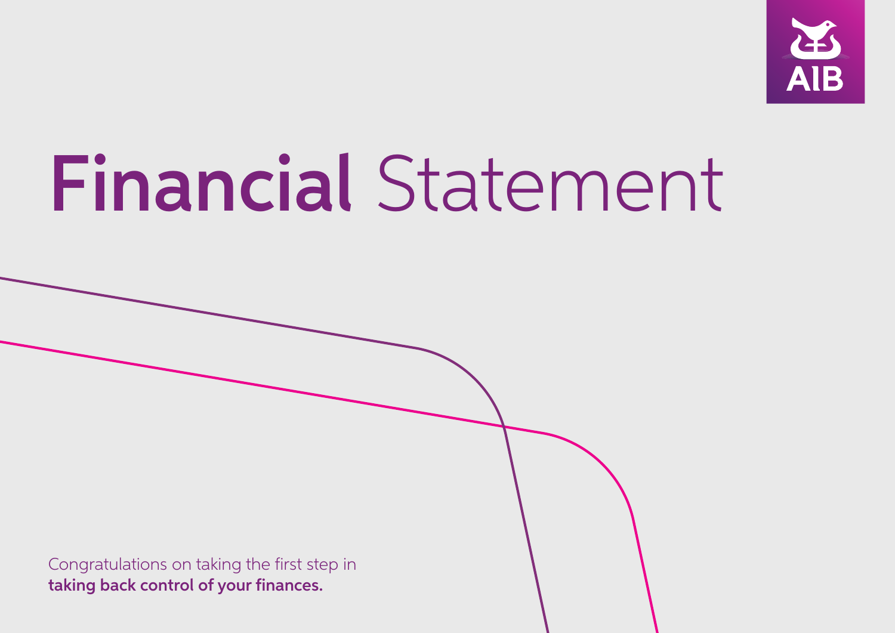AIB

# **Financial** Statement

Congratulations on taking the first step in
**taking back control of your finances.**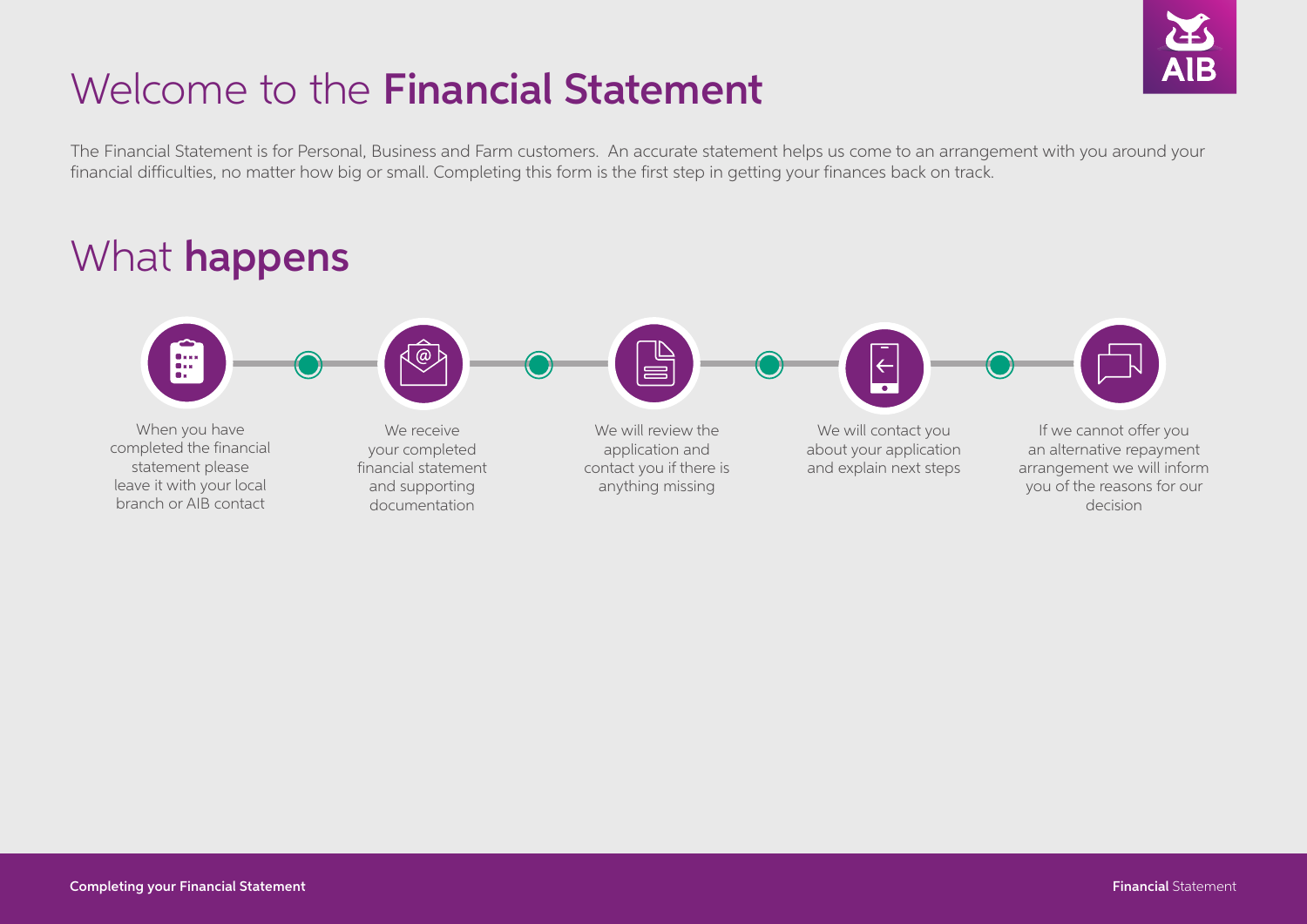# Welcome to the **Financial Statement**

The Financial Statement is for Personal, Business and Farm customers. An accurate statement helps us come to an arrangement with you around your financial difficulties, no matter how big or small. Completing this form is the first step in getting your finances back on track.

## What **happens**

1. When you have completed the financial statement please leave it with your local branch or AIB contact
2. We receive your completed financial statement and supporting documentation
3. We will review the application and contact you if there is anything missing
4. We will contact you about your application and explain next steps
5. If we cannot offer you an alternative repayment arrangement we will inform you of the reasons for our decision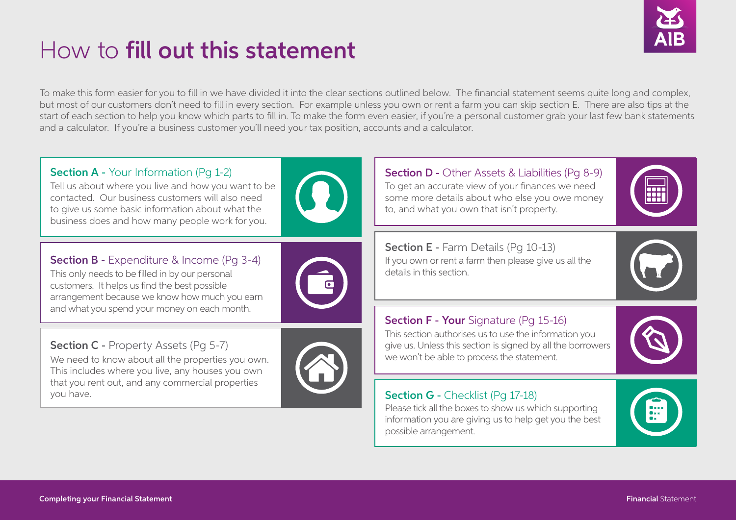# How to **fill out this statement**

To make this form easier for you to fill in we have divided it into the clear sections outlined below. The financial statement seems quite long and complex, but most of our customers don't need to fill in every section. For example unless you own or rent a farm you can skip section E. There are also tips at the start of each section to help you know which parts to fill in. To make the form even easier, if you're a personal customer grab your last few bank statements and a calculator. If you're a business customer you'll need your tax position, accounts and a calculator.

### **Section A -** Your Information (Pg 1-2)

Tell us about where you live and how you want to be contacted. Our business customers will also need to give us some basic information about what the business does and how many people work for you.

### **Section B -** Expenditure & Income (Pg 3-4)

This only needs to be filled in by our personal customers. It helps us find the best possible arrangement because we know how much you earn and what you spend your money on each month.

### **Section C -** Property Assets (Pg 5-7)

We need to know about all the properties you own. This includes where you live, any houses you own that you rent out, and any commercial properties you have.

### **Section D -** Other Assets & Liabilities (Pg 8-9)

To get an accurate view of your finances we need some more details about who else you owe money to, and what you own that isn't property.

### **Section E -** Farm Details (Pg 10-13)

If you own or rent a farm then please give us all the details in this section.

### **Section F - Your** Signature (Pg 15-16)

This section authorises us to use the information you give us. Unless this section is signed by all the borrowers we won't be able to process the statement.

### **Section G -** Checklist (Pg 17-18)

Please tick all the boxes to show us which supporting information you are giving us to help get you the best possible arrangement.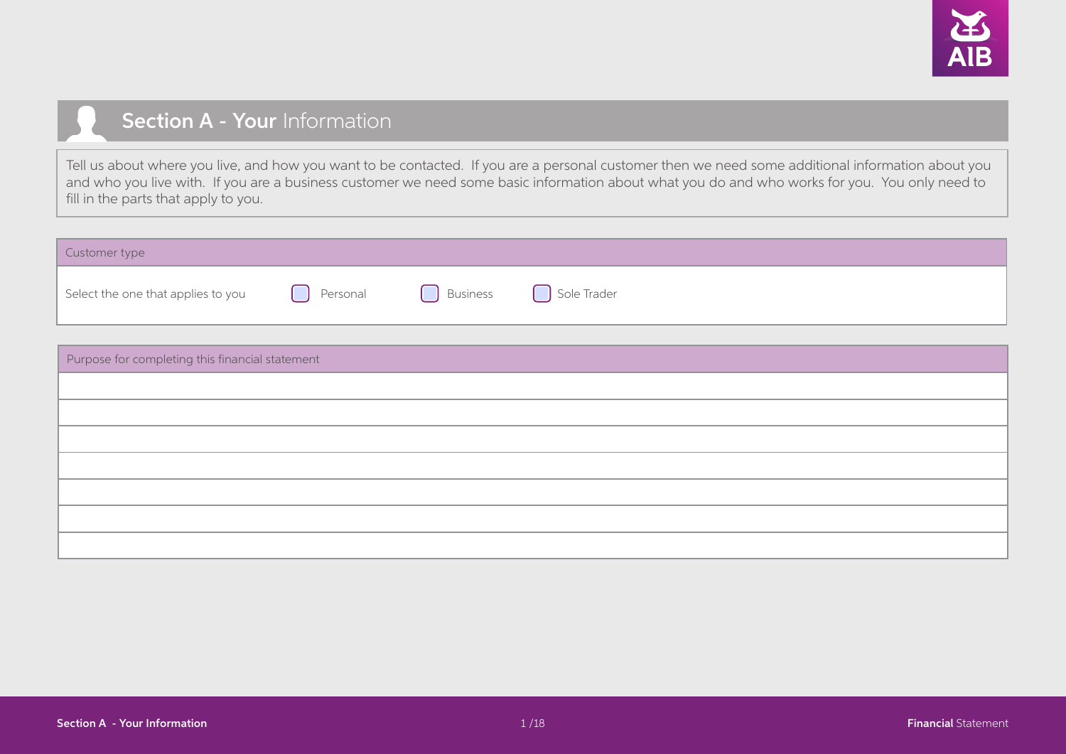## Section A - Your Information

Tell us about where you live, and how you want to be contacted. If you are a personal customer then we need some additional information about you and who you live with. If you are a business customer we need some basic information about what you do and who works for you. You only need to fill in the parts that apply to you.

| Customer type | | | |
|---|---|---|---|
| Select the one that applies to you | ☐ Personal | ☐ Business | ☐ Sole Trader |

| Purpose for completing this financial statement |
|---|
| |
| |
| |
| |
| |
| |
| |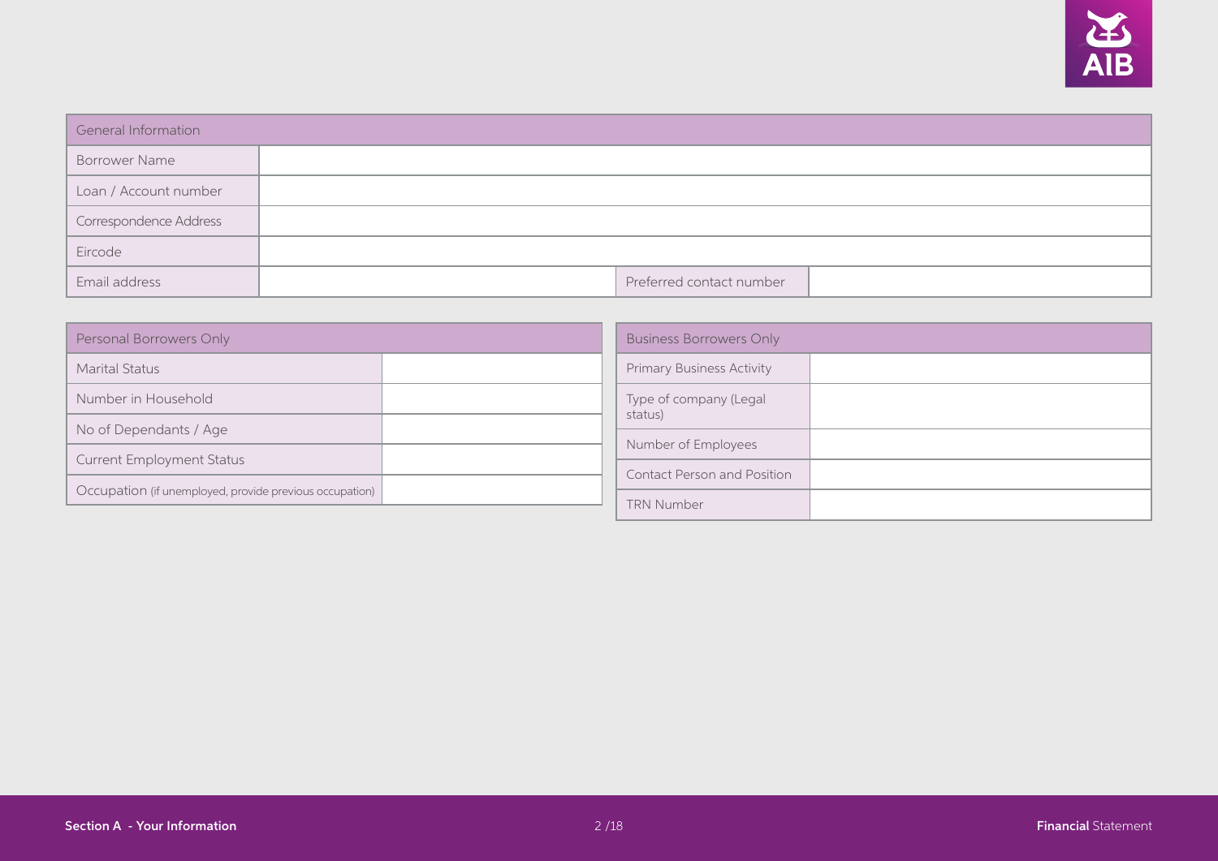| General Information | | | |
|---|---|---|---|
| Borrower Name | | | |
| Loan / Account number | | | |
| Correspondence Address | | | |
| Eircode | | | |
| Email address | | Preferred contact number | |

| Personal Borrowers Only | |
|---|---|
| Marital Status | |
| Number in Household | |
| No of Dependants / Age | |
| Current Employment Status | |
| Occupation (if unemployed, provide previous occupation) | |

| Business Borrowers Only | |
|---|---|
| Primary Business Activity | |
| Type of company (Legal status) | |
| Number of Employees | |
| Contact Person and Position | |
| TRN Number | |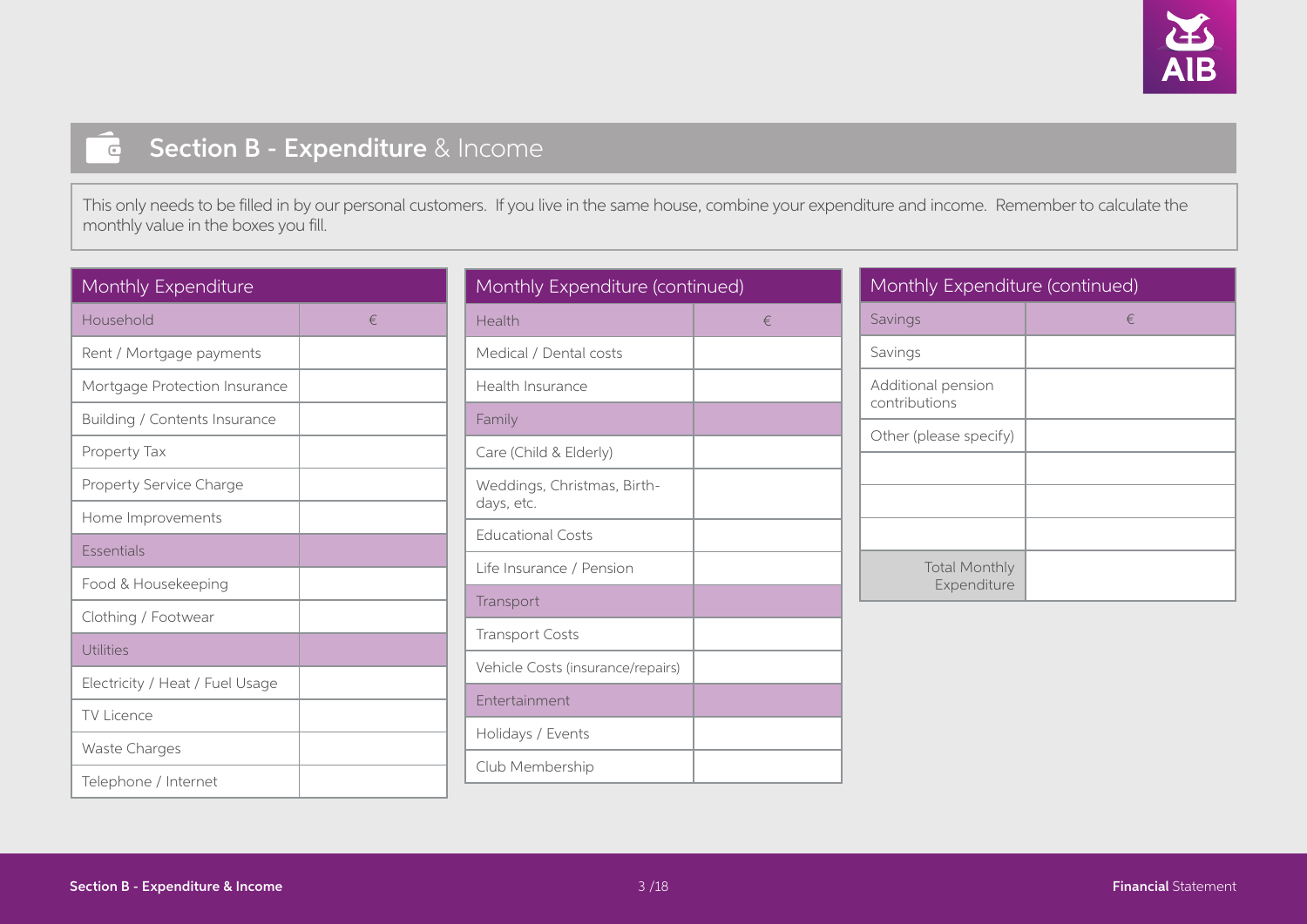## Section B - Expenditure & Income

This only needs to be filled in by our personal customers. If you live in the same house, combine your expenditure and income. Remember to calculate the monthly value in the boxes you fill.

### Monthly Expenditure

| Household | € |
|---|---|
| Rent / Mortgage payments | |
| Mortgage Protection Insurance | |
| Building / Contents Insurance | |
| Property Tax | |
| Property Service Charge | |
| Home Improvements | |
| **Essentials** | |
| Food & Housekeeping | |
| Clothing / Footwear | |
| **Utilities** | |
| Electricity / Heat / Fuel Usage | |
| TV Licence | |
| Waste Charges | |
| Telephone / Internet | |

### Monthly Expenditure (continued)

| Health | € |
|---|---|
| Medical / Dental costs | |
| Health Insurance | |
| **Family** | |
| Care (Child & Elderly) | |
| Weddings, Christmas, Birth-days, etc. | |
| Educational Costs | |
| Life Insurance / Pension | |
| **Transport** | |
| Transport Costs | |
| Vehicle Costs (insurance/repairs) | |
| **Entertainment** | |
| Holidays / Events | |
| Club Membership | |

### Monthly Expenditure (continued)

| Savings | € |
|---|---|
| Savings | |
| Additional pension contributions | |
| Other (please specify) | |
| | |
| | |
| | |
| Total Monthly Expenditure | |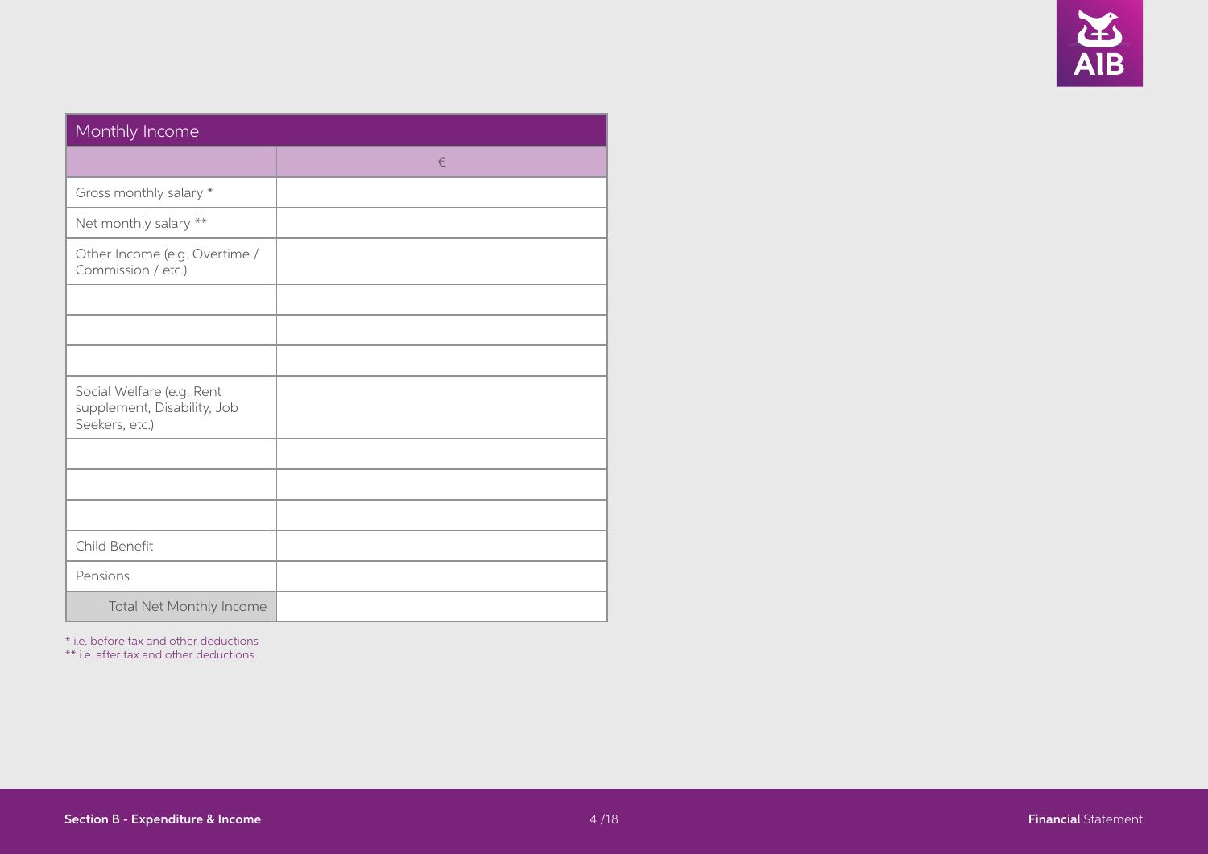| Monthly Income | |
|---|---|
| | € |
| Gross monthly salary * | |
| Net monthly salary ** | |
| Other Income (e.g. Overtime / Commission / etc.) | |
| | |
| | |
| | |
| Social Welfare (e.g. Rent supplement, Disability, Job Seekers, etc.) | |
| | |
| | |
| | |
| Child Benefit | |
| Pensions | |
| Total Net Monthly Income | |

* i.e. before tax and other deductions
** i.e. after tax and other deductions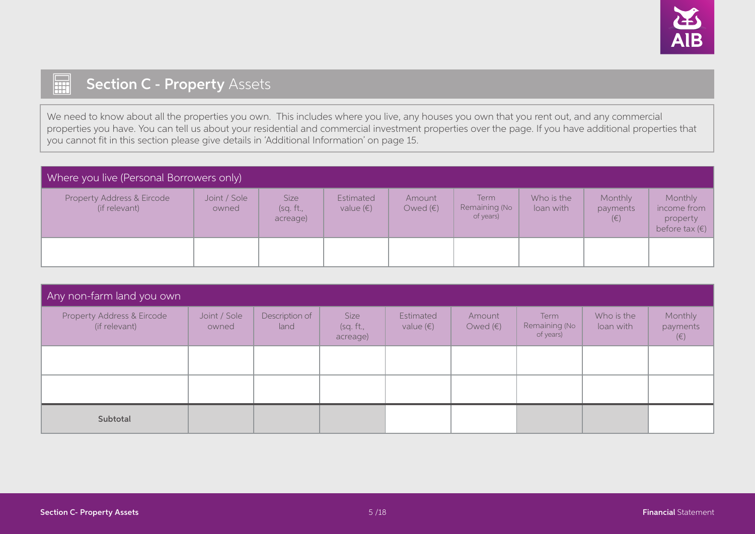## Section C - **Property** Assets

We need to know about all the properties you own. This includes where you live, any houses you own that you rent out, and any commercial properties you have. You can tell us about your residential and commercial investment properties over the page. If you have additional properties that you cannot fit in this section please give details in 'Additional Information' on page 15.

| Where you live (Personal Borrowers only) | | | | | | | | |
|---|---|---|---|---|---|---|---|---|
| Property Address & Eircode (if relevant) | Joint / Sole owned | Size (sq. ft., acreage) | Estimated value (€) | Amount Owed (€) | Term Remaining (No of years) | Who is the loan with | Monthly payments (€) | Monthly income from property before tax (€) |
| | | | | | | | | |

| Any non-farm land you own | | | | | | | | |
|---|---|---|---|---|---|---|---|---|
| Property Address & Eircode (if relevant) | Joint / Sole owned | Description of land | Size (sq. ft., acreage) | Estimated value (€) | Amount Owed (€) | Term Remaining (No of years) | Who is the loan with | Monthly payments (€) |
| | | | | | | | | |
| | | | | | | | | |
| **Subtotal** | | | | | | | | |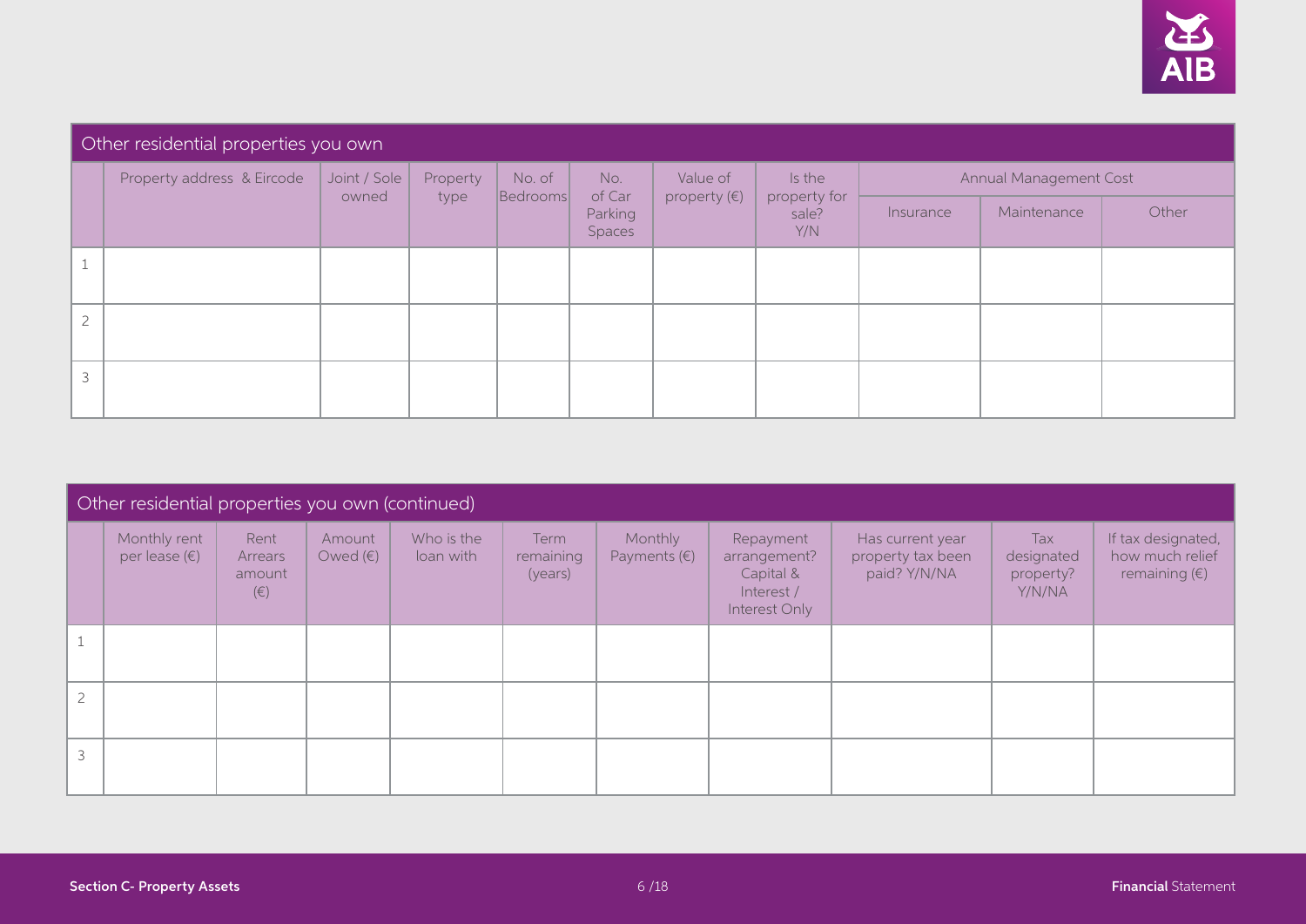## Other residential properties you own

| | Property address & Eircode | Joint / Sole owned | Property type | No. of Bedrooms | No. of Car Parking Spaces | Value of property (€) | Is the property for sale? Y/N | Annual Management Cost | | |
|---|---|---|---|---|---|---|---|---|---|---|
| | | | | | | | | Insurance | Maintenance | Other |
| 1 | | | | | | | | | | |
| 2 | | | | | | | | | | |
| 3 | | | | | | | | | | |

## Other residential properties you own (continued)

| | Monthly rent per lease (€) | Rent Arrears amount (€) | Amount Owed (€) | Who is the loan with | Term remaining (years) | Monthly Payments (€) | Repayment arrangement? Capital & Interest / Interest Only | Has current year property tax been paid? Y/N/NA | Tax designated property? Y/N/NA | If tax designated, how much relief remaining (€) |
|---|---|---|---|---|---|---|---|---|---|---|
| 1 | | | | | | | | | | |
| 2 | | | | | | | | | | |
| 3 | | | | | | | | | | |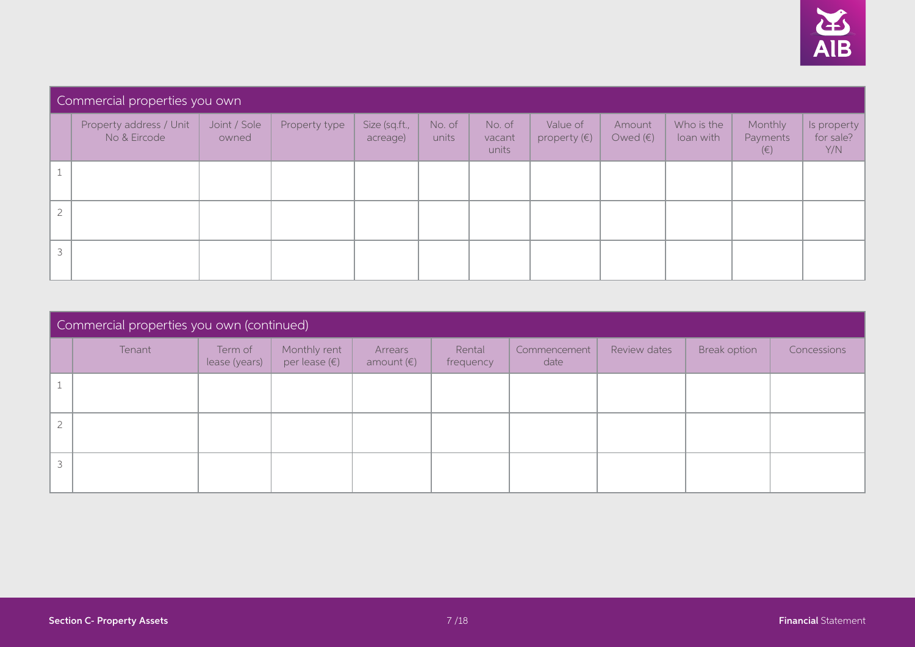## Commercial properties you own

| | Property address / Unit No & Eircode | Joint / Sole owned | Property type | Size (sq.ft., acreage) | No. of units | No. of vacant units | Value of property (€) | Amount Owed (€) | Who is the loan with | Monthly Payments (€) | Is property for sale? Y/N |
|---|---|---|---|---|---|---|---|---|---|---|---|
| 1 | | | | | | | | | | | |
| 2 | | | | | | | | | | | |
| 3 | | | | | | | | | | | |

## Commercial properties you own (continued)

| | Tenant | Term of lease (years) | Monthly rent per lease (€) | Arrears amount (€) | Rental frequency | Commencement date | Review dates | Break option | Concessions |
|---|---|---|---|---|---|---|---|---|---|
| 1 | | | | | | | | | |
| 2 | | | | | | | | | |
| 3 | | | | | | | | | |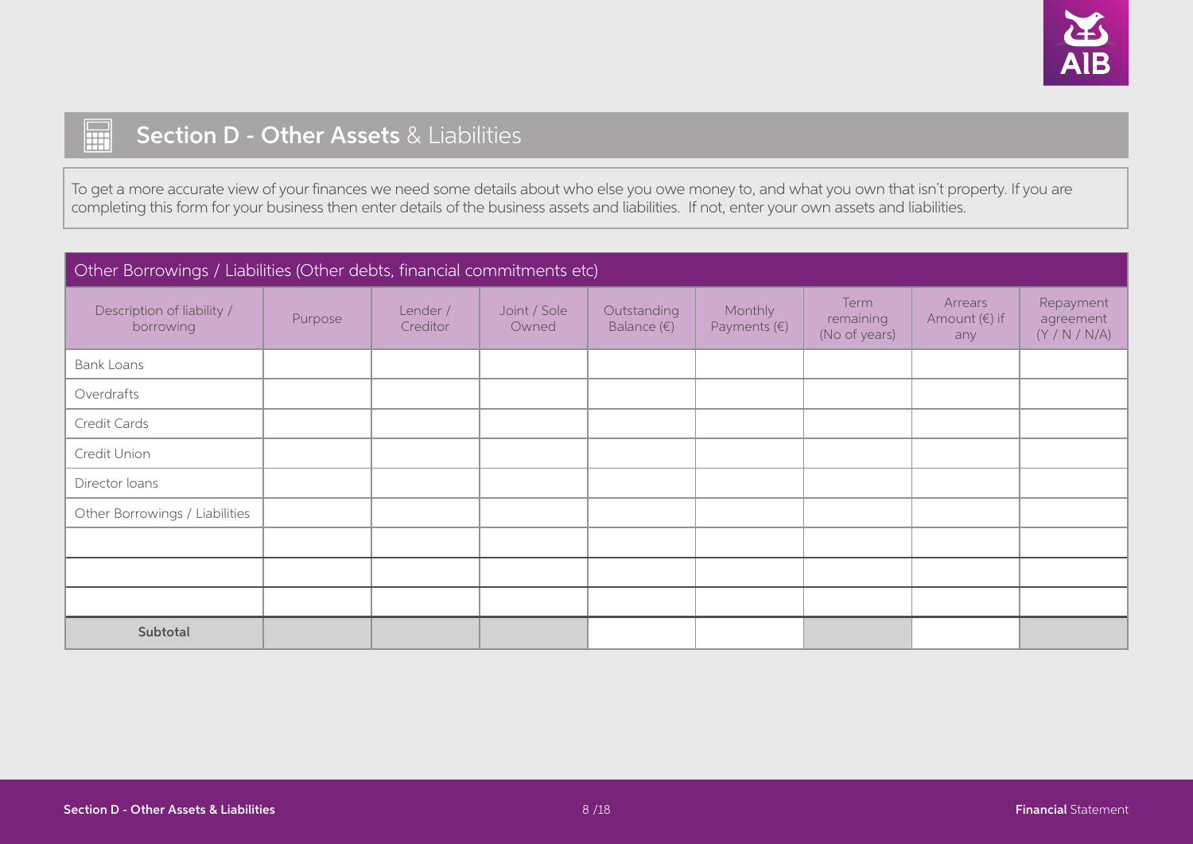## Section D - Other Assets & Liabilities

To get a more accurate view of your finances we need some details about who else you owe money to, and what you own that isn't property. If you are completing this form for your business then enter details of the business assets and liabilities. If not, enter your own assets and liabilities.

### Other Borrowings / Liabilities (Other debts, financial commitments etc)

| Description of liability / borrowing | Purpose | Lender / Creditor | Joint / Sole Owned | Outstanding Balance (€) | Monthly Payments (€) | Term remaining (No of years) | Arrears Amount (€) if any | Repayment agreement (Y / N / N/A) |
|---|---|---|---|---|---|---|---|---|
| Bank Loans | | | | | | | | |
| Overdrafts | | | | | | | | |
| Credit Cards | | | | | | | | |
| Credit Union | | | | | | | | |
| Director loans | | | | | | | | |
| Other Borrowings / Liabilities | | | | | | | | |
| | | | | | | | | |
| | | | | | | | | |
| | | | | | | | | |
| **Subtotal** | | | | | | | | |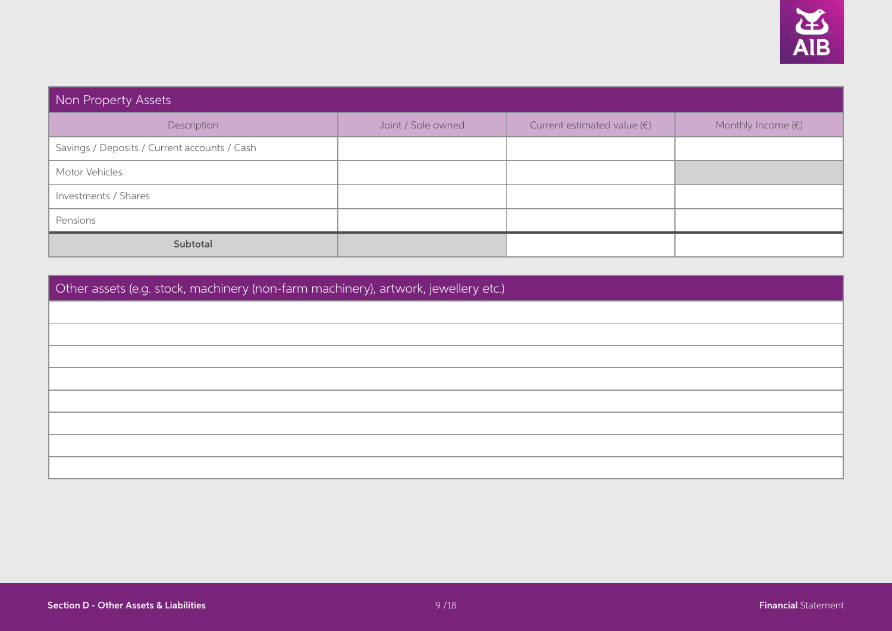## Non Property Assets

| Description | Joint / Sole owned | Current estimated value (€) | Monthly Income (€) |
|---|---|---|---|
| Savings / Deposits / Current accounts / Cash | | | |
| Motor Vehicles | | | |
| Investments / Shares | | | |
| Pensions | | | |
| **Subtotal** | | | |

## Other assets (e.g. stock, machinery (non-farm machinery), artwork, jewellery etc.)

| |
|---|
| |
| |
| |
| |
| |
| |
| |
| |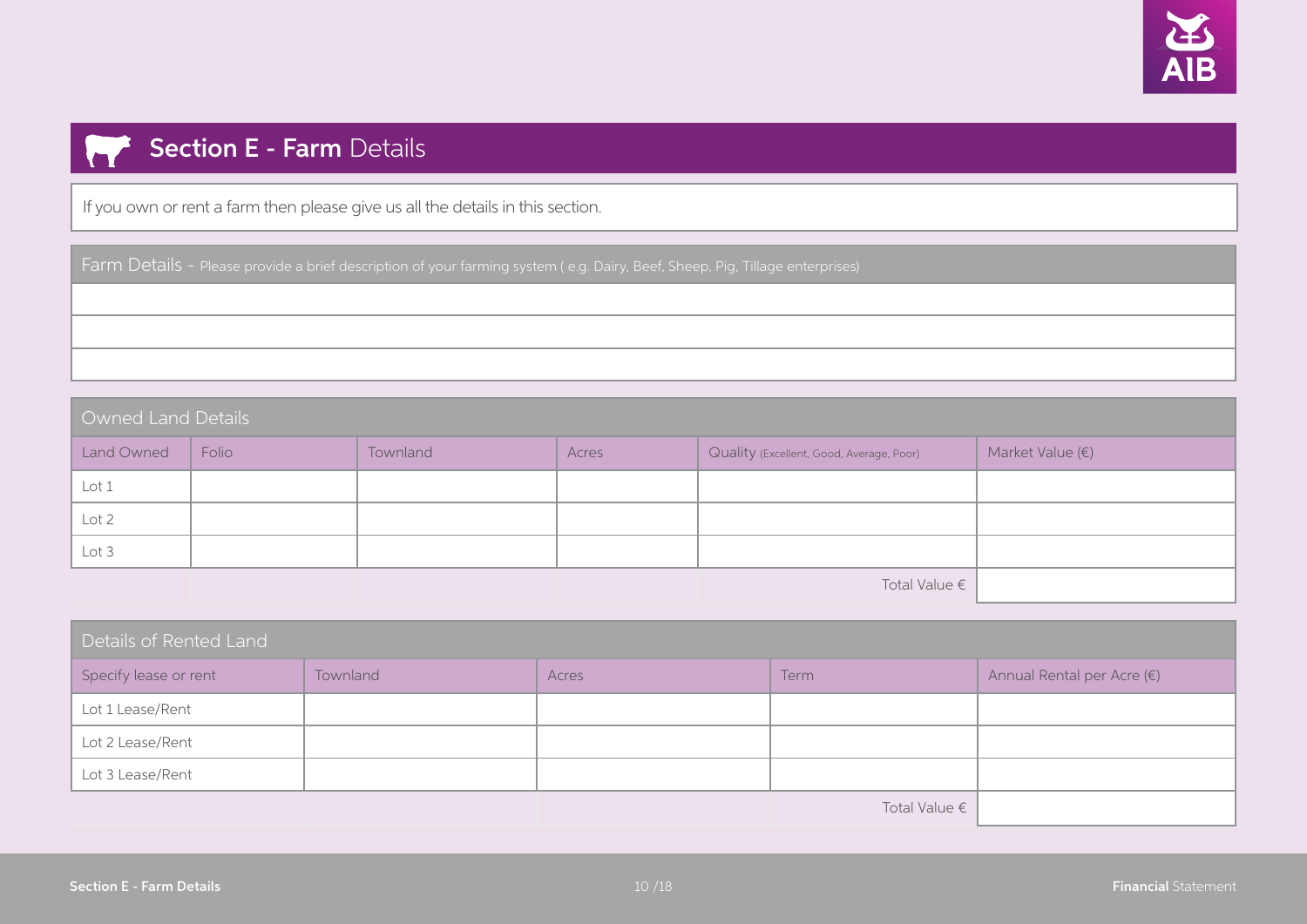## Section E - Farm Details

If you own or rent a farm then please give us all the details in this section.

| Farm Details - Please provide a brief description of your farming system ( e.g. Dairy, Beef, Sheep, Pig, Tillage enterprises) |
|---|
| |
| |
| |

**Owned Land Details**

| Land Owned | Folio | Townland | Acres | Quality (Excellent, Good, Average, Poor) | Market Value (€) |
|---|---|---|---|---|---|
| Lot 1 | | | | | |
| Lot 2 | | | | | |
| Lot 3 | | | | | |
| | | | | Total Value € | |

**Details of Rented Land**

| Specify lease or rent | Townland | Acres | Term | Annual Rental per Acre (€) |
|---|---|---|---|---|
| Lot 1 Lease/Rent | | | | |
| Lot 2 Lease/Rent | | | | |
| Lot 3 Lease/Rent | | | | |
| | | | Total Value € | |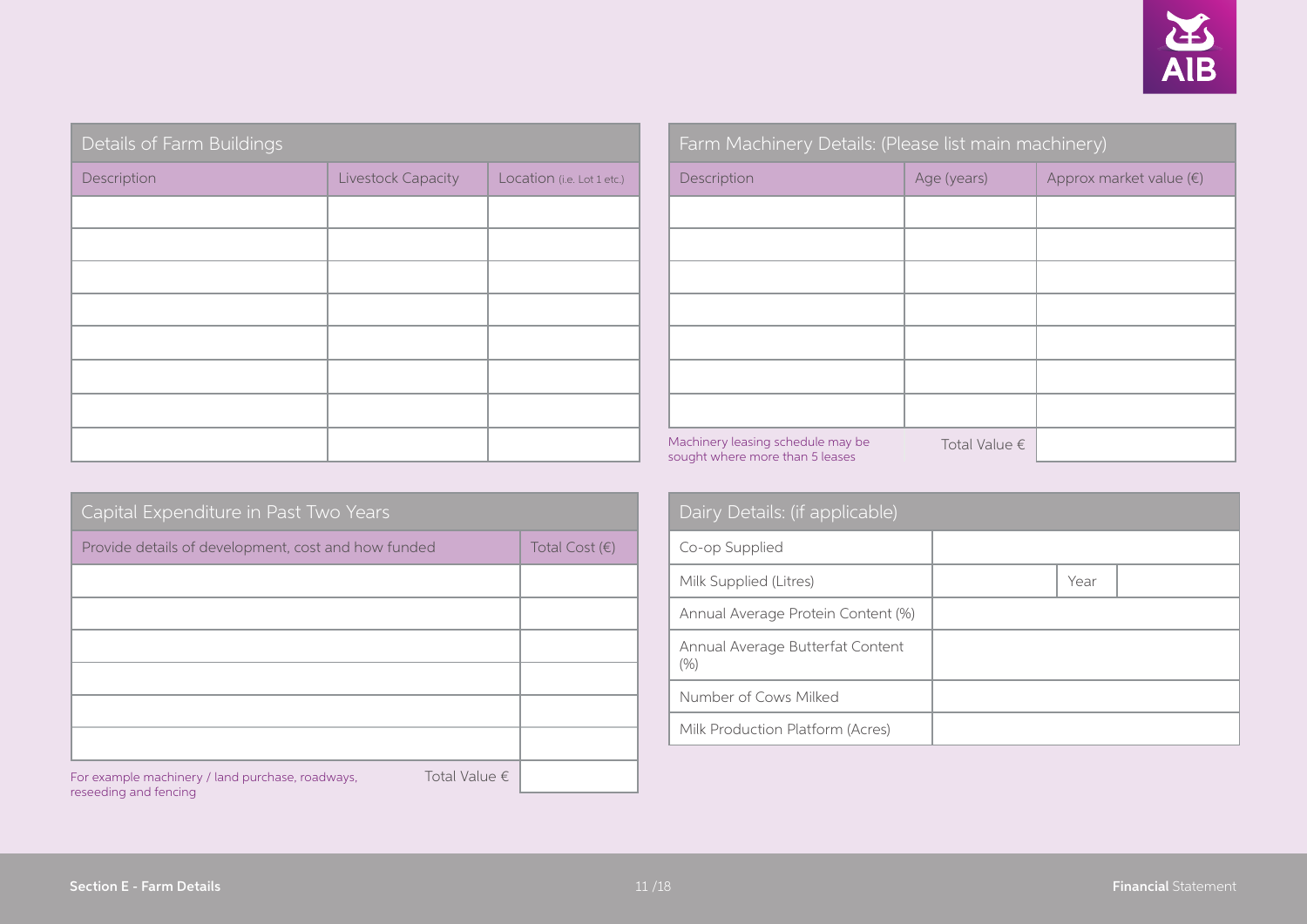## Details of Farm Buildings

| Description | Livestock Capacity | Location (i.e. Lot 1 etc.) |
|---|---|---|
| | | |
| | | |
| | | |
| | | |
| | | |
| | | |
| | | |
| | | |

## Farm Machinery Details: (Please list main machinery)

| Description | Age (years) | Approx market value (€) |
|---|---|---|
| | | |
| | | |
| | | |
| | | |
| | | |
| | | |
| | | |
| Machinery leasing schedule may be sought where more than 5 leases | Total Value € | |

## Capital Expenditure in Past Two Years

| Provide details of development, cost and how funded | Total Cost (€) |
|---|---|
| | |
| | |
| | |
| | |
| | |
| | |
| For example machinery / land purchase, roadways, reseeding and fencing — Total Value € | |

## Dairy Details: (if applicable)

| | | | |
|---|---|---|---|
| Co-op Supplied | | | |
| Milk Supplied (Litres) | | Year | |
| Annual Average Protein Content (%) | | | |
| Annual Average Butterfat Content (%) | | | |
| Number of Cows Milked | | | |
| Milk Production Platform (Acres) | | | |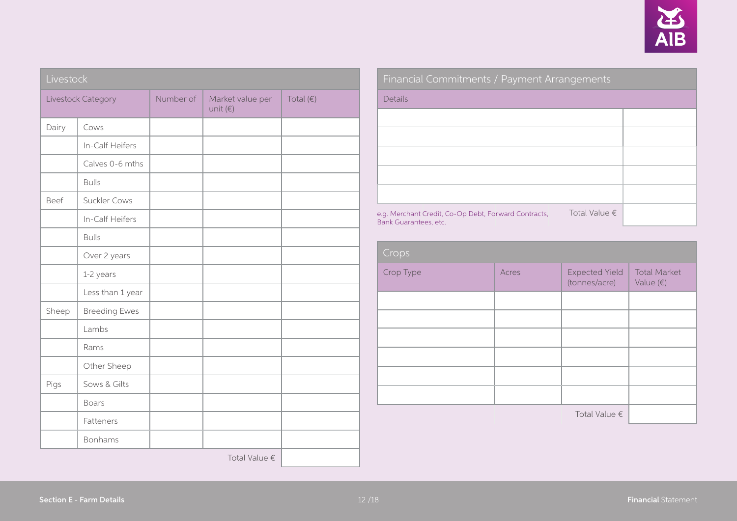## Livestock

| Livestock Category | | Number of | Market value per unit (€) | Total (€) |
|---|---|---|---|---|
| Dairy | Cows | | | |
| | In-Calf Heifers | | | |
| | Calves 0-6 mths | | | |
| | Bulls | | | |
| Beef | Suckler Cows | | | |
| | In-Calf Heifers | | | |
| | Bulls | | | |
| | Over 2 years | | | |
| | 1-2 years | | | |
| | Less than 1 year | | | |
| Sheep | Breeding Ewes | | | |
| | Lambs | | | |
| | Rams | | | |
| | Other Sheep | | | |
| Pigs | Sows & Gilts | | | |
| | Boars | | | |
| | Fatteners | | | |
| | Bonhams | | | |
| | | | Total Value € | |

## Financial Commitments / Payment Arrangements

| Details | |
|---|---|
| | |
| | |
| | |
| | |
| | |
| e.g. Merchant Credit, Co-Op Debt, Forward Contracts, Bank Guarantees, etc. Total Value € | |

## Crops

| Crop Type | Acres | Expected Yield (tonnes/acre) | Total Market Value (€) |
|---|---|---|---|
| | | | |
| | | | |
| | | | |
| | | | |
| | | | |
| | | | |
| | | Total Value € | |

Section E - Farm Details

**Financial** Statement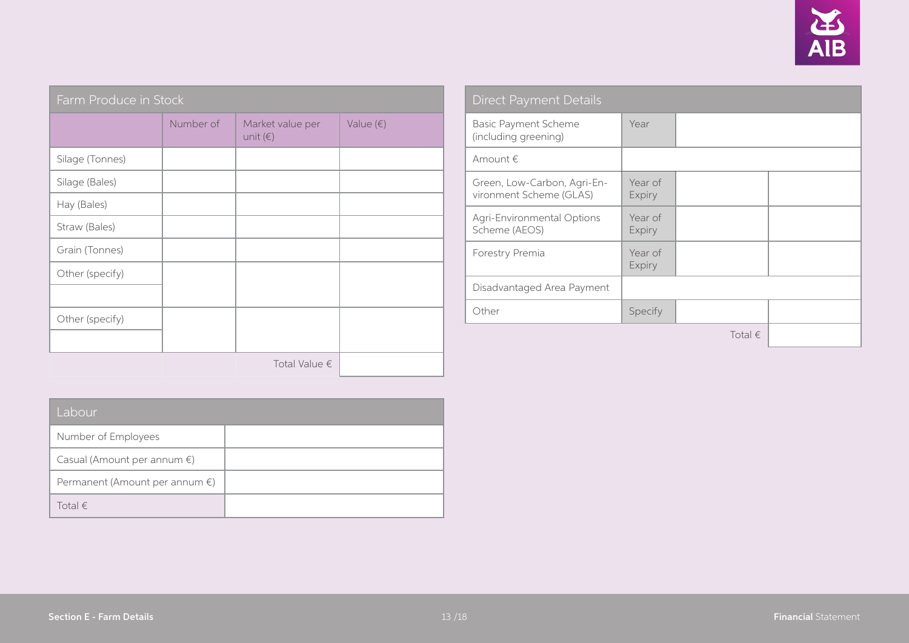## Farm Produce in Stock

| | Number of | Market value per unit (€) | Value (€) |
|---|---|---|---|
| Silage (Tonnes) | | | |
| Silage (Bales) | | | |
| Hay (Bales) | | | |
| Straw (Bales) | | | |
| Grain (Tonnes) | | | |
| Other (specify) | | | |
| | | | |
| Other (specify) | | | |
| | | | |
| | | Total Value € | |

## Labour

| | |
|---|---|
| Number of Employees | |
| Casual (Amount per annum €) | |
| Permanent (Amount per annum €) | |
| Total € | |

## Direct Payment Details

| | | | |
|---|---|---|---|
| Basic Payment Scheme (including greening) | Year | | |
| Amount € | | | |
| Green, Low-Carbon, Agri-Environment Scheme (GLAS) | Year of Expiry | | |
| Agri-Environmental Options Scheme (AEOS) | Year of Expiry | | |
| Forestry Premia | Year of Expiry | | |
| Disadvantaged Area Payment | | | |
| Other | Specify | | |
| | | Total € | |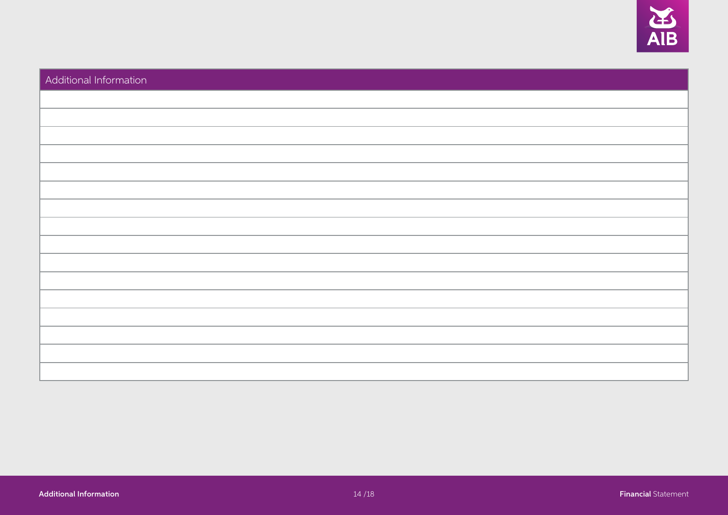| Additional Information |
| --- |
| |
| |
| |
| |
| |
| |
| |
| |
| |
| |
| |
| |
| |
| |
| |
| |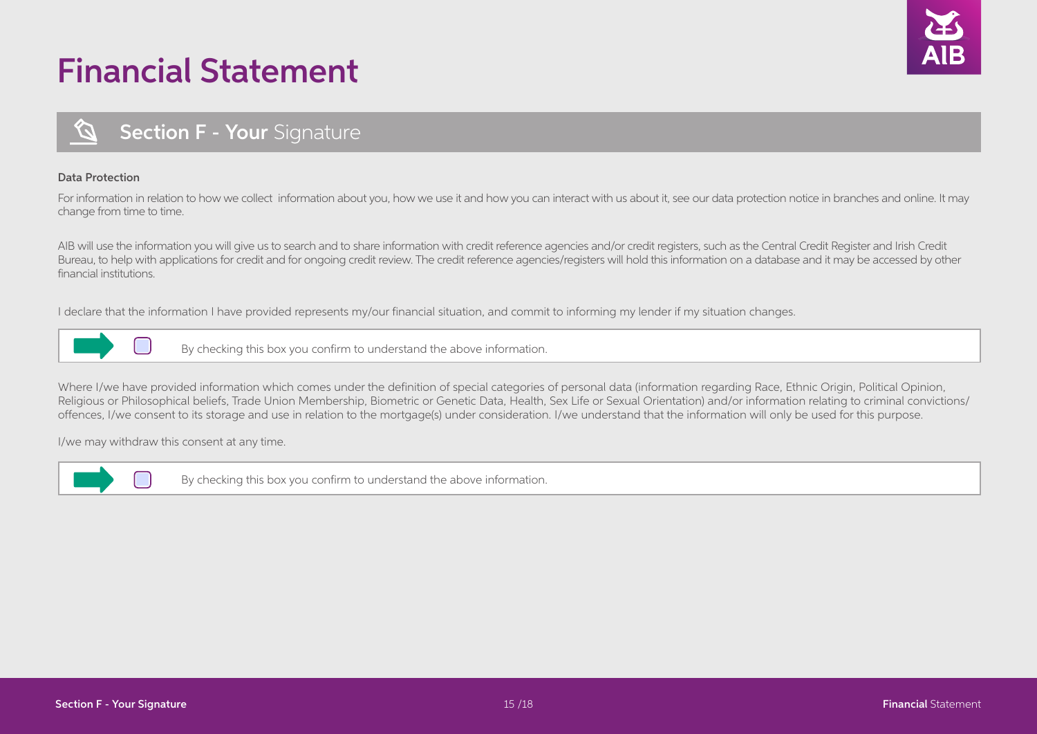# Financial Statement

## Section F - Your Signature

**Data Protection**

For information in relation to how we collect information about you, how we use it and how you can interact with us about it, see our data protection notice in branches and online. It may change from time to time.

AIB will use the information you will give us to search and to share information with credit reference agencies and/or credit registers, such as the Central Credit Register and Irish Credit Bureau, to help with applications for credit and for ongoing credit review. The credit reference agencies/registers will hold this information on a database and it may be accessed by other financial institutions.

I declare that the information I have provided represents my/our financial situation, and commit to informing my lender if my situation changes.

☐ By checking this box you confirm to understand the above information.

Where I/we have provided information which comes under the definition of special categories of personal data (information regarding Race, Ethnic Origin, Political Opinion, Religious or Philosophical beliefs, Trade Union Membership, Biometric or Genetic Data, Health, Sex Life or Sexual Orientation) and/or information relating to criminal convictions/ offences, I/we consent to its storage and use in relation to the mortgage(s) under consideration. I/we understand that the information will only be used for this purpose.

I/we may withdraw this consent at any time.

☐ By checking this box you confirm to understand the above information.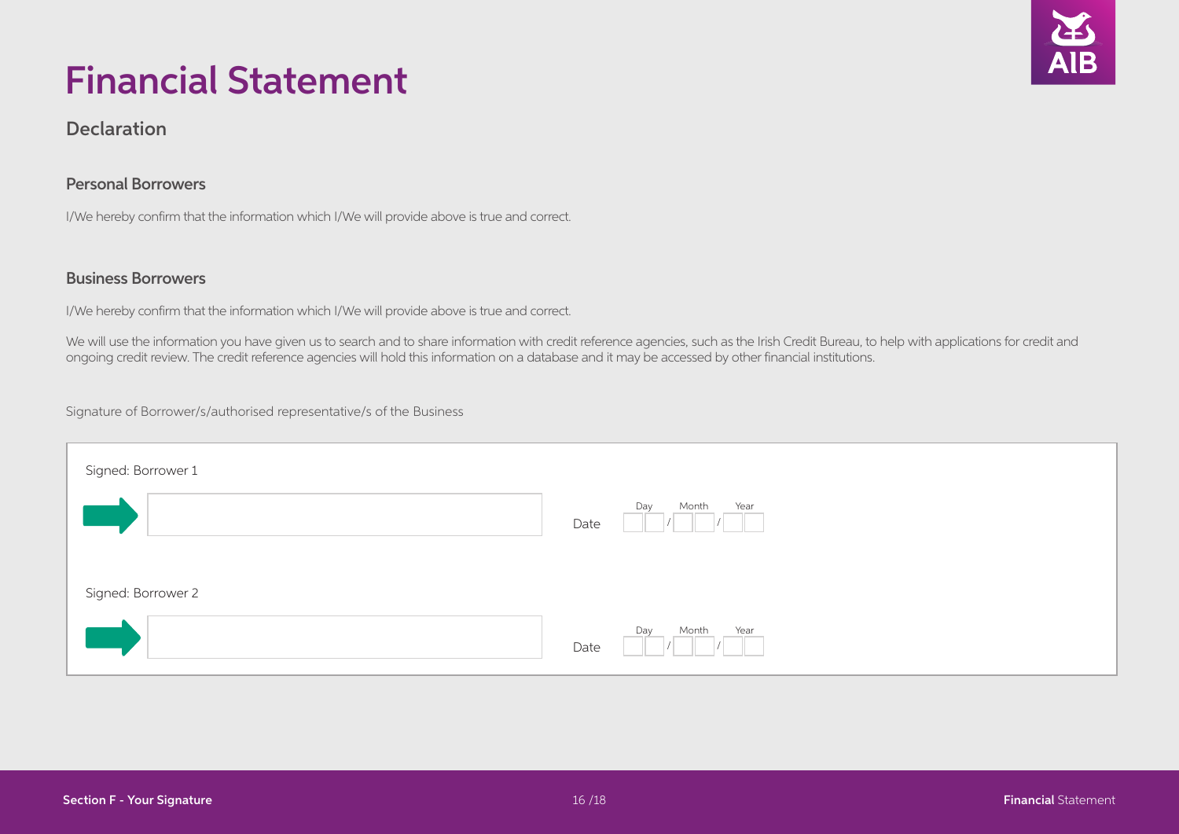# Financial Statement

## Declaration

### Personal Borrowers

I/We hereby confirm that the information which I/We will provide above is true and correct.

### Business Borrowers

I/We hereby confirm that the information which I/We will provide above is true and correct.

We will use the information you have given us to search and to share information with credit reference agencies, such as the Irish Credit Bureau, to help with applications for credit and ongoing credit review. The credit reference agencies will hold this information on a database and it may be accessed by other financial institutions.

Signature of Borrower/s/authorised representative/s of the Business

Signed: Borrower 1

Date Day / Month / Year

Signed: Borrower 2

Date Day / Month / Year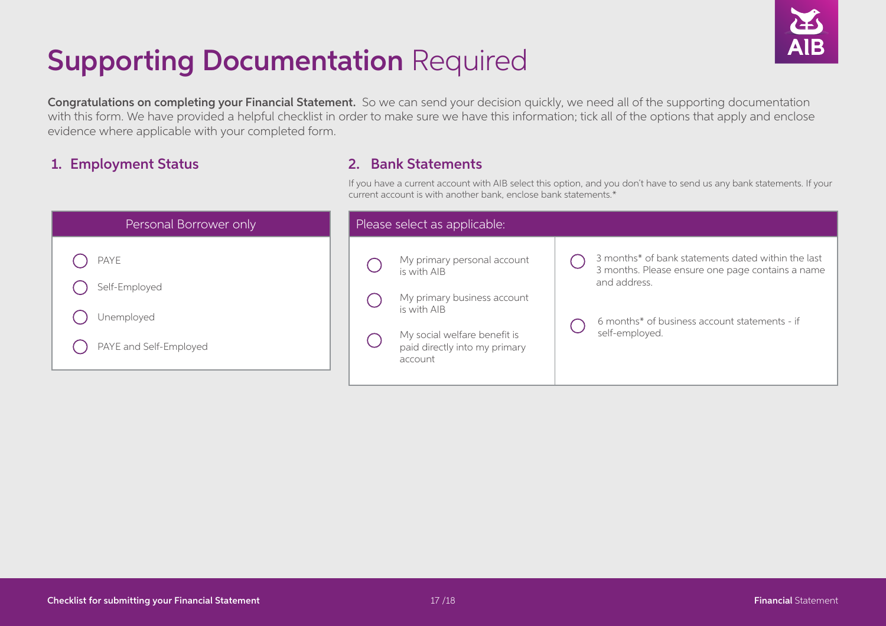# **Supporting Documentation** Required

**Congratulations on completing your Financial Statement.** So we can send your decision quickly, we need all of the supporting documentation with this form. We have provided a helpful checklist in order to make sure we have this information; tick all of the options that apply and enclose evidence where applicable with your completed form.

## 1. Employment Status

| Personal Borrower only |
|---|
| ◯ PAYE |
| ◯ Self-Employed |
| ◯ Unemployed |
| ◯ PAYE and Self-Employed |

## 2. Bank Statements

If you have a current account with AIB select this option, and you don't have to send us any bank statements. If your current account is with another bank, enclose bank statements.*

| Please select as applicable: | |
|---|---|
| ◯ My primary personal account is with AIB | ◯ 3 months* of bank statements dated within the last 3 months. Please ensure one page contains a name and address. |
| ◯ My primary business account is with AIB | ◯ 6 months* of business account statements - if self-employed. |
| ◯ My social welfare benefit is paid directly into my primary account | |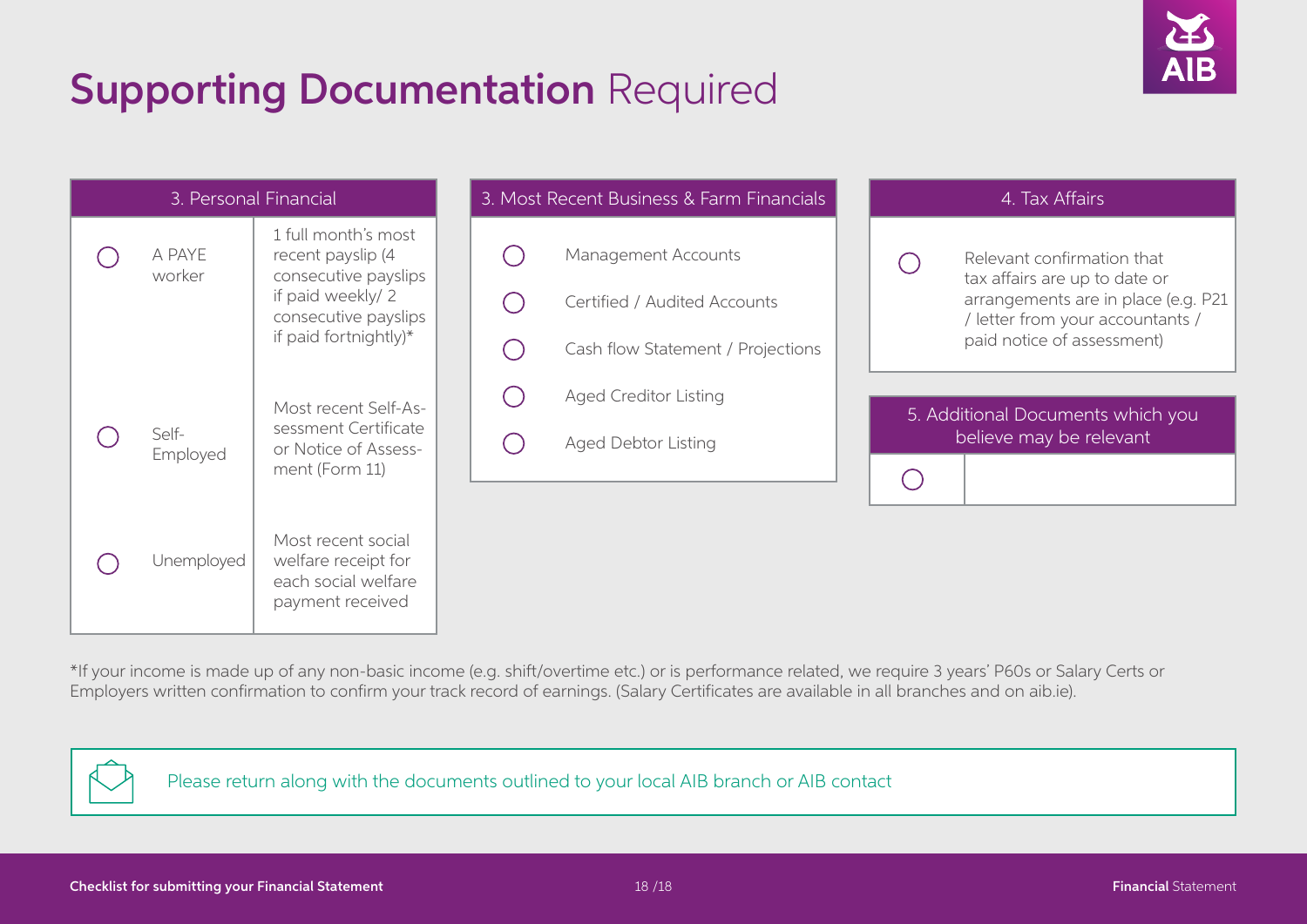# **Supporting Documentation** Required

| 3. Personal Financial | | |
|---|---|---|
| ◯ | A PAYE worker | 1 full month's most recent payslip (4 consecutive payslips if paid weekly/ 2 consecutive payslips if paid fortnightly)* |
| ◯ | Self-Employed | Most recent Self-Assessment Certificate or Notice of Assessment (Form 11) |
| ◯ | Unemployed | Most recent social welfare receipt for each social welfare payment received |

| 3. Most Recent Business & Farm Financials | |
|---|---|
| ◯ | Management Accounts |
| ◯ | Certified / Audited Accounts |
| ◯ | Cash flow Statement / Projections |
| ◯ | Aged Creditor Listing |
| ◯ | Aged Debtor Listing |

| 4. Tax Affairs | |
|---|---|
| ◯ | Relevant confirmation that tax affairs are up to date or arrangements are in place (e.g. P21 / letter from your accountants / paid notice of assessment) |

| 5. Additional Documents which you believe may be relevant | |
|---|---|
| ◯ | |

*If your income is made up of any non-basic income (e.g. shift/overtime etc.) or is performance related, we require 3 years' P60s or Salary Certs or Employers written confirmation to confirm your track record of earnings. (Salary Certificates are available in all branches and on aib.ie).

Please return along with the documents outlined to your local AIB branch or AIB contact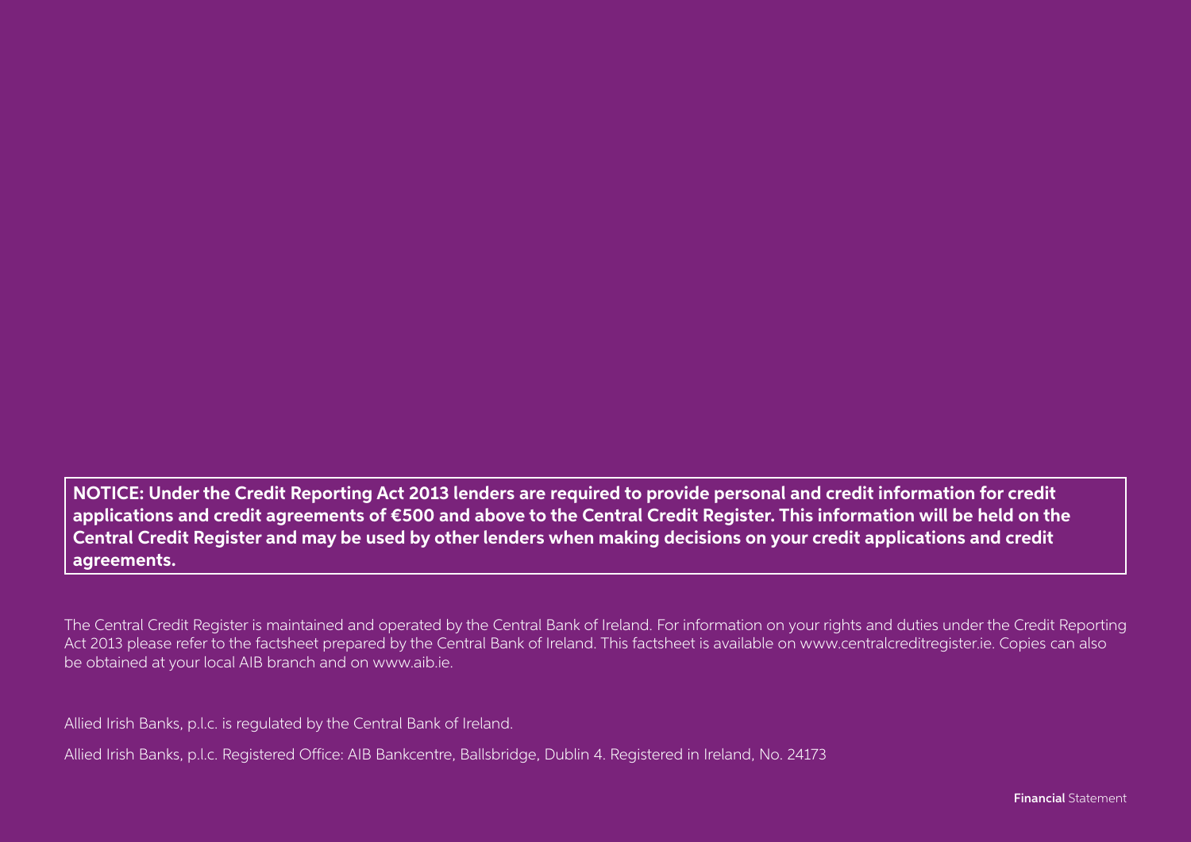**NOTICE: Under the Credit Reporting Act 2013 lenders are required to provide personal and credit information for credit applications and credit agreements of €500 and above to the Central Credit Register. This information will be held on the Central Credit Register and may be used by other lenders when making decisions on your credit applications and credit agreements.**

The Central Credit Register is maintained and operated by the Central Bank of Ireland. For information on your rights and duties under the Credit Reporting Act 2013 please refer to the factsheet prepared by the Central Bank of Ireland. This factsheet is available on www.centralcreditregister.ie. Copies can also be obtained at your local AIB branch and on www.aib.ie.

Allied Irish Banks, p.l.c. is regulated by the Central Bank of Ireland.

Allied Irish Banks, p.l.c. Registered Office: AIB Bankcentre, Ballsbridge, Dublin 4. Registered in Ireland, No. 24173